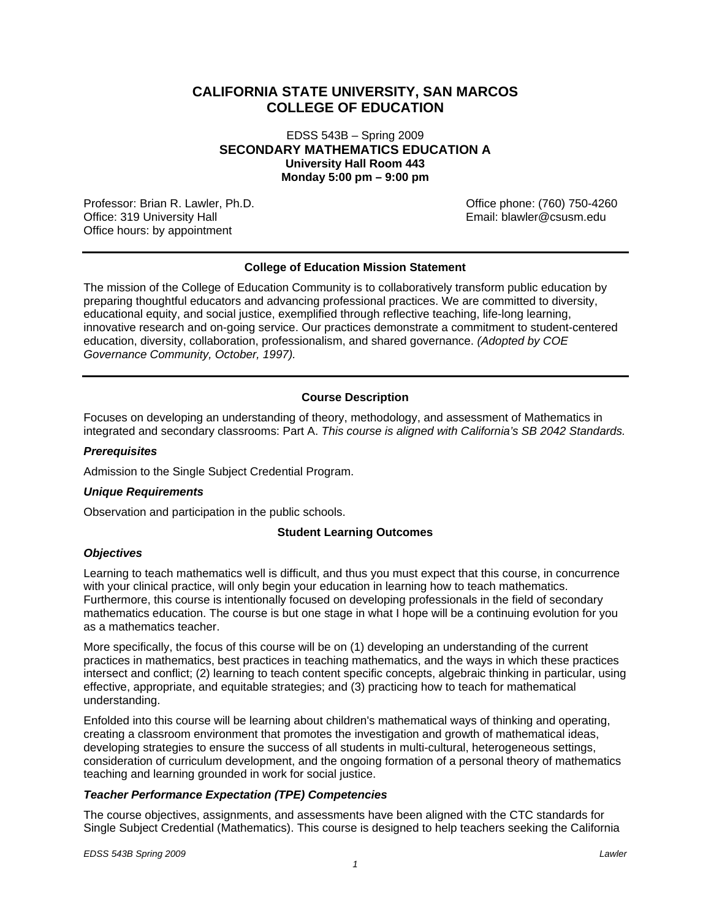# CALIFORNIA STATE UNIVERSITY, SAN MARCOS
# COLLEGE OF EDUCATION

EDSS 543B – Spring 2009
**SECONDARY MATHEMATICS EDUCATION A**
**University Hall Room 443**
**Monday 5:00 pm – 9:00 pm**

Professor: Brian R. Lawler, Ph.D.
Office: 319 University Hall
Office hours: by appointment

Office phone: (760) 750-4260
Email: blawler@csusm.edu

---

### College of Education Mission Statement

The mission of the College of Education Community is to collaboratively transform public education by preparing thoughtful educators and advancing professional practices. We are committed to diversity, educational equity, and social justice, exemplified through reflective teaching, life-long learning, innovative research and on-going service. Our practices demonstrate a commitment to student-centered education, diversity, collaboration, professionalism, and shared governance. *(Adopted by COE Governance Community, October, 1997).*

---

### Course Description

Focuses on developing an understanding of theory, methodology, and assessment of Mathematics in integrated and secondary classrooms: Part A. *This course is aligned with California's SB 2042 Standards.*

#### *Prerequisites*

Admission to the Single Subject Credential Program.

#### *Unique Requirements*

Observation and participation in the public schools.

### Student Learning Outcomes

#### *Objectives*

Learning to teach mathematics well is difficult, and thus you must expect that this course, in concurrence with your clinical practice, will only begin your education in learning how to teach mathematics. Furthermore, this course is intentionally focused on developing professionals in the field of secondary mathematics education. The course is but one stage in what I hope will be a continuing evolution for you as a mathematics teacher.

More specifically, the focus of this course will be on (1) developing an understanding of the current practices in mathematics, best practices in teaching mathematics, and the ways in which these practices intersect and conflict; (2) learning to teach content specific concepts, algebraic thinking in particular, using effective, appropriate, and equitable strategies; and (3) practicing how to teach for mathematical understanding.

Enfolded into this course will be learning about children's mathematical ways of thinking and operating, creating a classroom environment that promotes the investigation and growth of mathematical ideas, developing strategies to ensure the success of all students in multi-cultural, heterogeneous settings, consideration of curriculum development, and the ongoing formation of a personal theory of mathematics teaching and learning grounded in work for social justice.

#### *Teacher Performance Expectation (TPE) Competencies*

The course objectives, assignments, and assessments have been aligned with the CTC standards for Single Subject Credential (Mathematics). This course is designed to help teachers seeking the California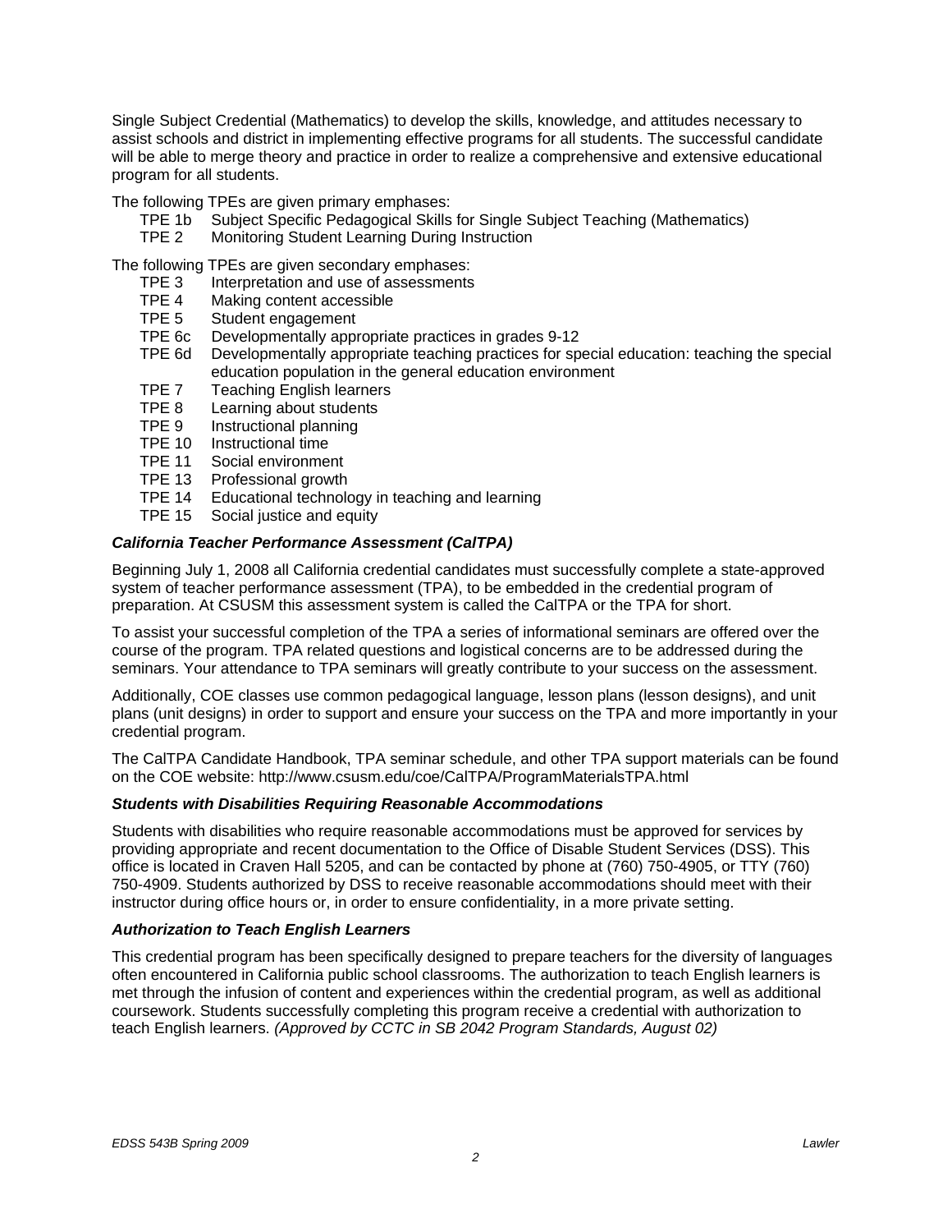Single Subject Credential (Mathematics) to develop the skills, knowledge, and attitudes necessary to assist schools and district in implementing effective programs for all students. The successful candidate will be able to merge theory and practice in order to realize a comprehensive and extensive educational program for all students.

The following TPEs are given primary emphases:

- TPE 1b  Subject Specific Pedagogical Skills for Single Subject Teaching (Mathematics)
- TPE 2  Monitoring Student Learning During Instruction

The following TPEs are given secondary emphases:

- TPE 3  Interpretation and use of assessments
- TPE 4  Making content accessible
- TPE 5  Student engagement
- TPE 6c  Developmentally appropriate practices in grades 9-12
- TPE 6d  Developmentally appropriate teaching practices for special education: teaching the special education population in the general education environment
- TPE 7  Teaching English learners
- TPE 8  Learning about students
- TPE 9  Instructional planning
- TPE 10  Instructional time
- TPE 11  Social environment
- TPE 13  Professional growth
- TPE 14  Educational technology in teaching and learning
- TPE 15  Social justice and equity

### *California Teacher Performance Assessment (CalTPA)*

Beginning July 1, 2008 all California credential candidates must successfully complete a state-approved system of teacher performance assessment (TPA), to be embedded in the credential program of preparation. At CSUSM this assessment system is called the CalTPA or the TPA for short.

To assist your successful completion of the TPA a series of informational seminars are offered over the course of the program. TPA related questions and logistical concerns are to be addressed during the seminars. Your attendance to TPA seminars will greatly contribute to your success on the assessment.

Additionally, COE classes use common pedagogical language, lesson plans (lesson designs), and unit plans (unit designs) in order to support and ensure your success on the TPA and more importantly in your credential program.

The CalTPA Candidate Handbook, TPA seminar schedule, and other TPA support materials can be found on the COE website: http://www.csusm.edu/coe/CalTPA/ProgramMaterialsTPA.html

### *Students with Disabilities Requiring Reasonable Accommodations*

Students with disabilities who require reasonable accommodations must be approved for services by providing appropriate and recent documentation to the Office of Disable Student Services (DSS). This office is located in Craven Hall 5205, and can be contacted by phone at (760) 750-4905, or TTY (760) 750-4909. Students authorized by DSS to receive reasonable accommodations should meet with their instructor during office hours or, in order to ensure confidentiality, in a more private setting.

### *Authorization to Teach English Learners*

This credential program has been specifically designed to prepare teachers for the diversity of languages often encountered in California public school classrooms. The authorization to teach English learners is met through the infusion of content and experiences within the credential program, as well as additional coursework. Students successfully completing this program receive a credential with authorization to teach English learners. *(Approved by CCTC in SB 2042 Program Standards, August 02)*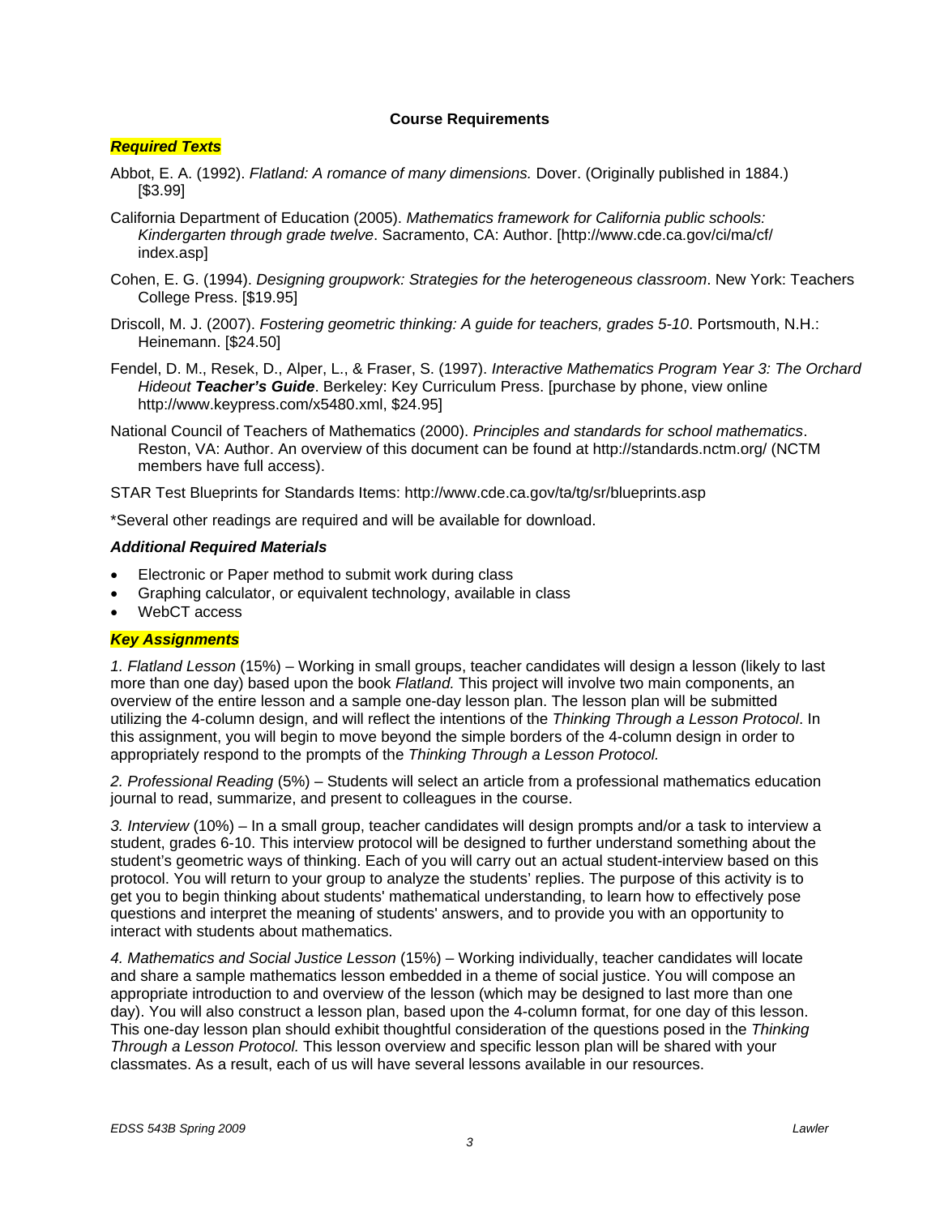**Course Requirements**

***Required Texts***

Abbot, E. A. (1992). *Flatland: A romance of many dimensions.* Dover. (Originally published in 1884.) [$3.99]

California Department of Education (2005). *Mathematics framework for California public schools: Kindergarten through grade twelve*. Sacramento, CA: Author. [http://www.cde.ca.gov/ci/ma/cf/index.asp]

Cohen, E. G. (1994). *Designing groupwork: Strategies for the heterogeneous classroom*. New York: Teachers College Press. [$19.95]

Driscoll, M. J. (2007). *Fostering geometric thinking: A guide for teachers, grades 5-10*. Portsmouth, N.H.: Heinemann. [$24.50]

Fendel, D. M., Resek, D., Alper, L., & Fraser, S. (1997). *Interactive Mathematics Program Year 3: The Orchard Hideout **Teacher's Guide***. Berkeley: Key Curriculum Press. [purchase by phone, view online http://www.keypress.com/x5480.xml, $24.95]

National Council of Teachers of Mathematics (2000). *Principles and standards for school mathematics*. Reston, VA: Author. An overview of this document can be found at http://standards.nctm.org/ (NCTM members have full access).

STAR Test Blueprints for Standards Items: http://www.cde.ca.gov/ta/tg/sr/blueprints.asp

*Several other readings are required and will be available for download.

***Additional Required Materials***

- Electronic or Paper method to submit work during class
- Graphing calculator, or equivalent technology, available in class
- WebCT access

***Key Assignments***

*1. Flatland Lesson* (15%) – Working in small groups, teacher candidates will design a lesson (likely to last more than one day) based upon the book *Flatland.* This project will involve two main components, an overview of the entire lesson and a sample one-day lesson plan. The lesson plan will be submitted utilizing the 4-column design, and will reflect the intentions of the *Thinking Through a Lesson Protocol*. In this assignment, you will begin to move beyond the simple borders of the 4-column design in order to appropriately respond to the prompts of the *Thinking Through a Lesson Protocol.*

*2. Professional Reading* (5%) – Students will select an article from a professional mathematics education journal to read, summarize, and present to colleagues in the course.

*3. Interview* (10%) – In a small group, teacher candidates will design prompts and/or a task to interview a student, grades 6-10. This interview protocol will be designed to further understand something about the student's geometric ways of thinking. Each of you will carry out an actual student-interview based on this protocol. You will return to your group to analyze the students' replies. The purpose of this activity is to get you to begin thinking about students' mathematical understanding, to learn how to effectively pose questions and interpret the meaning of students' answers, and to provide you with an opportunity to interact with students about mathematics.

*4. Mathematics and Social Justice Lesson* (15%) – Working individually, teacher candidates will locate and share a sample mathematics lesson embedded in a theme of social justice. You will compose an appropriate introduction to and overview of the lesson (which may be designed to last more than one day). You will also construct a lesson plan, based upon the 4-column format, for one day of this lesson. This one-day lesson plan should exhibit thoughtful consideration of the questions posed in the *Thinking Through a Lesson Protocol.* This lesson overview and specific lesson plan will be shared with your classmates. As a result, each of us will have several lessons available in our resources.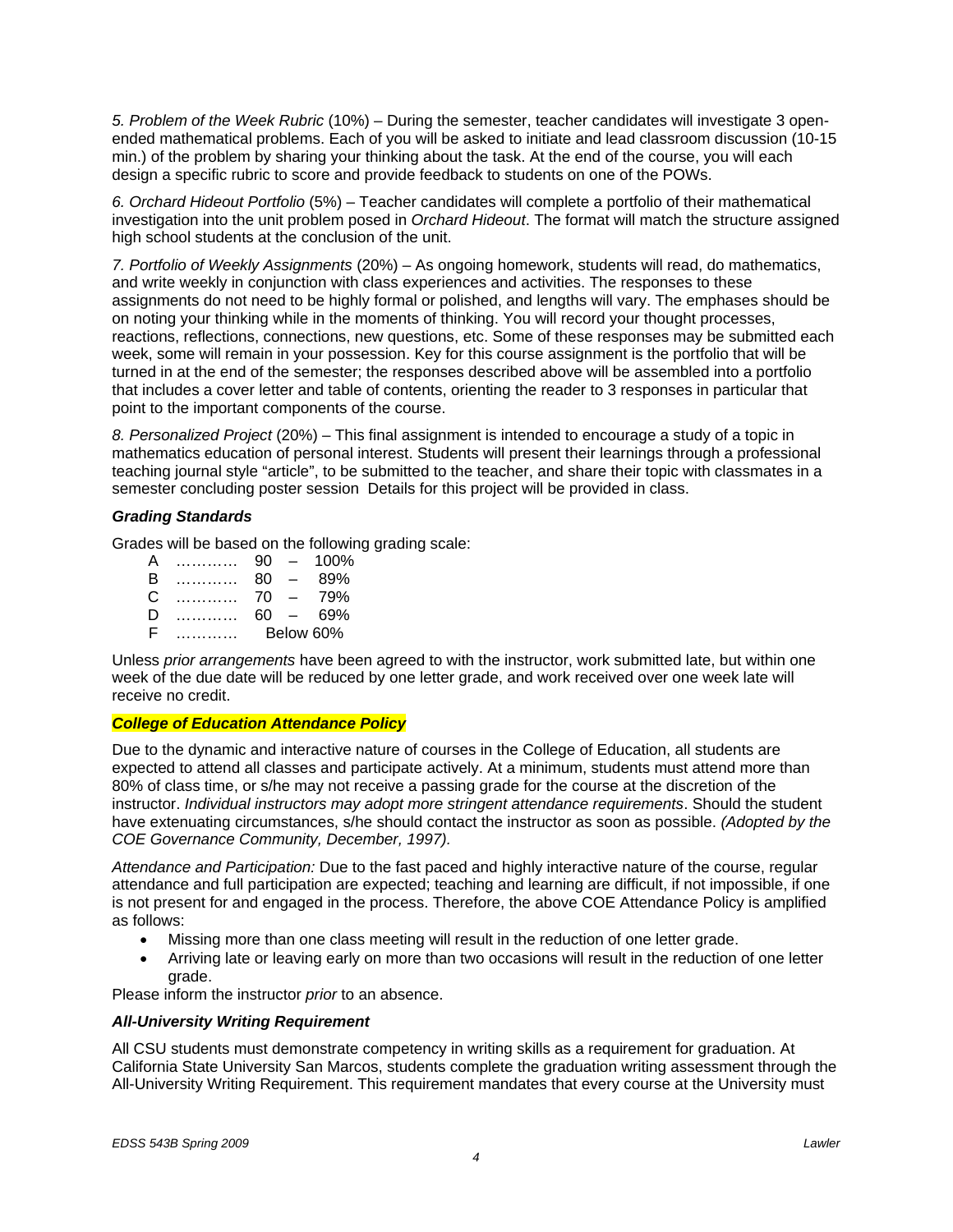*5. Problem of the Week Rubric* (10%) – During the semester, teacher candidates will investigate 3 open-ended mathematical problems. Each of you will be asked to initiate and lead classroom discussion (10-15 min.) of the problem by sharing your thinking about the task. At the end of the course, you will each design a specific rubric to score and provide feedback to students on one of the POWs.

*6. Orchard Hideout Portfolio* (5%) – Teacher candidates will complete a portfolio of their mathematical investigation into the unit problem posed in *Orchard Hideout*. The format will match the structure assigned high school students at the conclusion of the unit.

*7. Portfolio of Weekly Assignments* (20%) – As ongoing homework, students will read, do mathematics, and write weekly in conjunction with class experiences and activities. The responses to these assignments do not need to be highly formal or polished, and lengths will vary. The emphases should be on noting your thinking while in the moments of thinking. You will record your thought processes, reactions, reflections, connections, new questions, etc. Some of these responses may be submitted each week, some will remain in your possession. Key for this course assignment is the portfolio that will be turned in at the end of the semester; the responses described above will be assembled into a portfolio that includes a cover letter and table of contents, orienting the reader to 3 responses in particular that point to the important components of the course.

*8. Personalized Project* (20%) – This final assignment is intended to encourage a study of a topic in mathematics education of personal interest. Students will present their learnings through a professional teaching journal style "article", to be submitted to the teacher, and share their topic with classmates in a semester concluding poster session  Details for this project will be provided in class.

### *Grading Standards*

Grades will be based on the following grading scale:

A ………… 90 – 100%
B ………… 80 – 89%
C ………… 70 – 79%
D ………… 60 – 69%
F ………… Below 60%

Unless *prior arrangements* have been agreed to with the instructor, work submitted late, but within one week of the due date will be reduced by one letter grade, and work received over one week late will receive no credit.

### *College of Education Attendance Policy*

Due to the dynamic and interactive nature of courses in the College of Education, all students are expected to attend all classes and participate actively. At a minimum, students must attend more than 80% of class time, or s/he may not receive a passing grade for the course at the discretion of the instructor. *Individual instructors may adopt more stringent attendance requirements*. Should the student have extenuating circumstances, s/he should contact the instructor as soon as possible. *(Adopted by the COE Governance Community, December, 1997).*

*Attendance and Participation:* Due to the fast paced and highly interactive nature of the course, regular attendance and full participation are expected; teaching and learning are difficult, if not impossible, if one is not present for and engaged in the process. Therefore, the above COE Attendance Policy is amplified as follows:

- Missing more than one class meeting will result in the reduction of one letter grade.
- Arriving late or leaving early on more than two occasions will result in the reduction of one letter grade.

Please inform the instructor *prior* to an absence.

### *All-University Writing Requirement*

All CSU students must demonstrate competency in writing skills as a requirement for graduation. At California State University San Marcos, students complete the graduation writing assessment through the All-University Writing Requirement. This requirement mandates that every course at the University must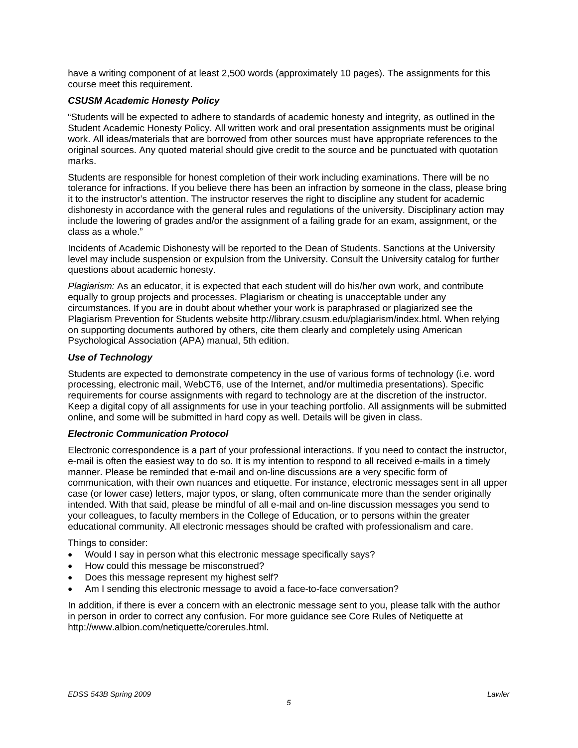have a writing component of at least 2,500 words (approximately 10 pages). The assignments for this course meet this requirement.

### *CSUSM Academic Honesty Policy*

"Students will be expected to adhere to standards of academic honesty and integrity, as outlined in the Student Academic Honesty Policy. All written work and oral presentation assignments must be original work. All ideas/materials that are borrowed from other sources must have appropriate references to the original sources. Any quoted material should give credit to the source and be punctuated with quotation marks.

Students are responsible for honest completion of their work including examinations. There will be no tolerance for infractions. If you believe there has been an infraction by someone in the class, please bring it to the instructor's attention. The instructor reserves the right to discipline any student for academic dishonesty in accordance with the general rules and regulations of the university. Disciplinary action may include the lowering of grades and/or the assignment of a failing grade for an exam, assignment, or the class as a whole."

Incidents of Academic Dishonesty will be reported to the Dean of Students. Sanctions at the University level may include suspension or expulsion from the University. Consult the University catalog for further questions about academic honesty.

*Plagiarism:* As an educator, it is expected that each student will do his/her own work, and contribute equally to group projects and processes. Plagiarism or cheating is unacceptable under any circumstances. If you are in doubt about whether your work is paraphrased or plagiarized see the Plagiarism Prevention for Students website http://library.csusm.edu/plagiarism/index.html. When relying on supporting documents authored by others, cite them clearly and completely using American Psychological Association (APA) manual, 5th edition.

### *Use of Technology*

Students are expected to demonstrate competency in the use of various forms of technology (i.e. word processing, electronic mail, WebCT6, use of the Internet, and/or multimedia presentations). Specific requirements for course assignments with regard to technology are at the discretion of the instructor. Keep a digital copy of all assignments for use in your teaching portfolio. All assignments will be submitted online, and some will be submitted in hard copy as well. Details will be given in class.

### *Electronic Communication Protocol*

Electronic correspondence is a part of your professional interactions. If you need to contact the instructor, e-mail is often the easiest way to do so. It is my intention to respond to all received e-mails in a timely manner. Please be reminded that e-mail and on-line discussions are a very specific form of communication, with their own nuances and etiquette. For instance, electronic messages sent in all upper case (or lower case) letters, major typos, or slang, often communicate more than the sender originally intended. With that said, please be mindful of all e-mail and on-line discussion messages you send to your colleagues, to faculty members in the College of Education, or to persons within the greater educational community. All electronic messages should be crafted with professionalism and care.

Things to consider:

- Would I say in person what this electronic message specifically says?
- How could this message be misconstrued?
- Does this message represent my highest self?
- Am I sending this electronic message to avoid a face-to-face conversation?

In addition, if there is ever a concern with an electronic message sent to you, please talk with the author in person in order to correct any confusion. For more guidance see Core Rules of Netiquette at http://www.albion.com/netiquette/corerules.html.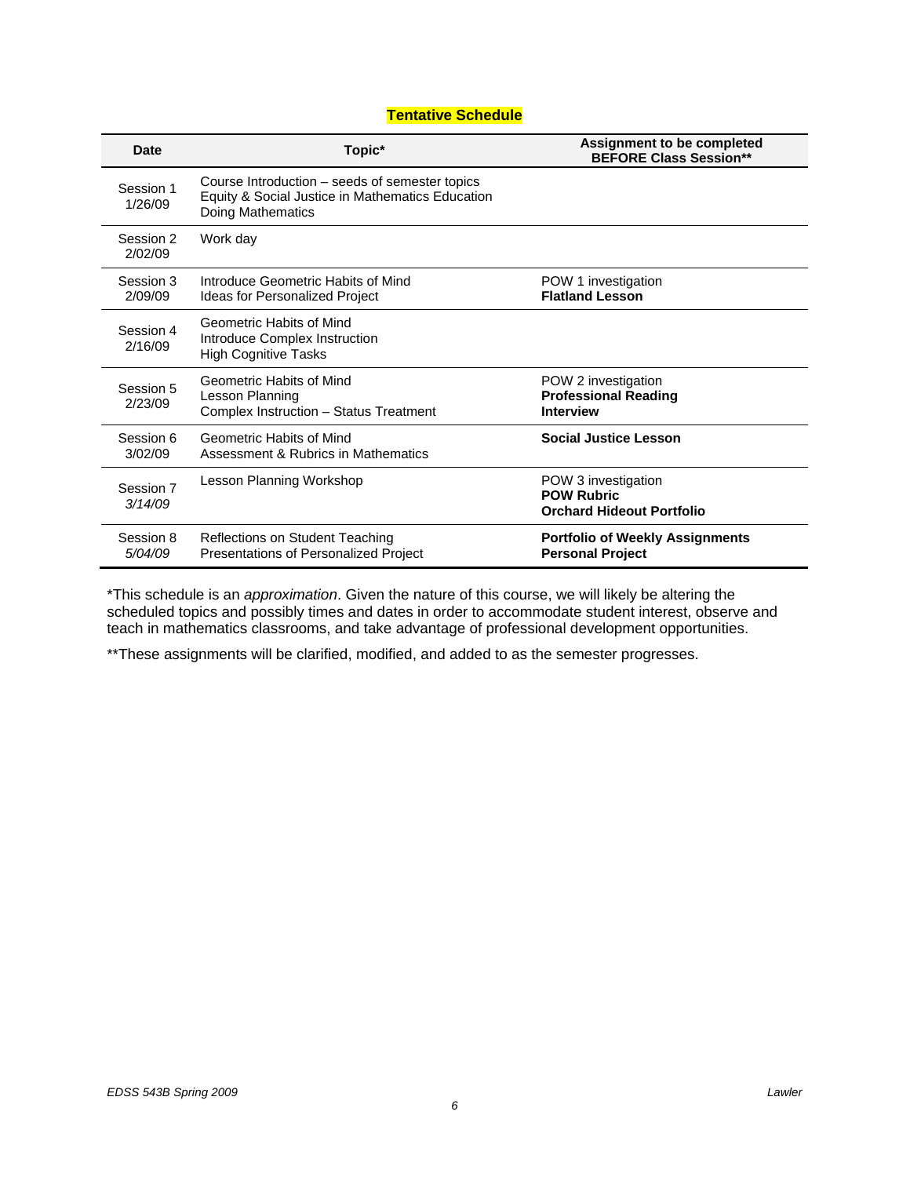## Tentative Schedule

| Date | Topic* | Assignment to be completed BEFORE Class Session** |
|---|---|---|
| Session 1 1/26/09 | Course Introduction – seeds of semester topics<br>Equity & Social Justice in Mathematics Education<br>Doing Mathematics | |
| Session 2 2/02/09 | Work day | |
| Session 3 2/09/09 | Introduce Geometric Habits of Mind<br>Ideas for Personalized Project | POW 1 investigation<br>**Flatland Lesson** |
| Session 4 2/16/09 | Geometric Habits of Mind<br>Introduce Complex Instruction<br>High Cognitive Tasks | |
| Session 5 2/23/09 | Geometric Habits of Mind<br>Lesson Planning<br>Complex Instruction – Status Treatment | POW 2 investigation<br>**Professional Reading**<br>**Interview** |
| Session 6 3/02/09 | Geometric Habits of Mind<br>Assessment & Rubrics in Mathematics | **Social Justice Lesson** |
| Session 7 *3/14/09* | Lesson Planning Workshop | POW 3 investigation<br>**POW Rubric**<br>**Orchard Hideout Portfolio** |
| Session 8 *5/04/09* | Reflections on Student Teaching<br>Presentations of Personalized Project | **Portfolio of Weekly Assignments**<br>**Personal Project** |

*This schedule is an *approximation*. Given the nature of this course, we will likely be altering the scheduled topics and possibly times and dates in order to accommodate student interest, observe and teach in mathematics classrooms, and take advantage of professional development opportunities.

**These assignments will be clarified, modified, and added to as the semester progresses.